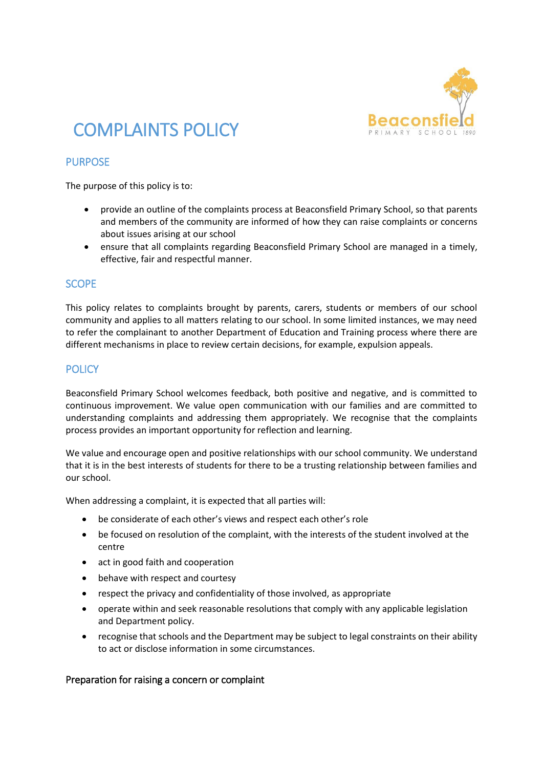# COMPLAINTS POLICY

## PURPOSE

The purpose of this policy is to:

- provide an outline of the complaints process at Beaconsfield Primary School, so that parents and members of the community are informed of how they can raise complaints or concerns about issues arising at our school
- ensure that all complaints regarding Beaconsfield Primary School are managed in a timely, effective, fair and respectful manner.

## SCOPE

This policy relates to complaints brought by parents, carers, students or members of our school community and applies to all matters relating to our school. In some limited instances, we may need to refer the complainant to another Department of Education and Training process where there are different mechanisms in place to review certain decisions, for example, expulsion appeals.

## POLICY

Beaconsfield Primary School welcomes feedback, both positive and negative, and is committed to continuous improvement. We value open communication with our families and are committed to understanding complaints and addressing them appropriately. We recognise that the complaints process provides an important opportunity for reflection and learning.

We value and encourage open and positive relationships with our school community. We understand that it is in the best interests of students for there to be a trusting relationship between families and our school.

When addressing a complaint, it is expected that all parties will:

- be considerate of each other's views and respect each other's role
- be focused on resolution of the complaint, with the interests of the student involved at the centre
- act in good faith and cooperation
- behave with respect and courtesy
- respect the privacy and confidentiality of those involved, as appropriate
- operate within and seek reasonable resolutions that comply with any applicable legislation and Department policy.
- recognise that schools and the Department may be subject to legal constraints on their ability to act or disclose information in some circumstances.

### Preparation for raising a concern or complaint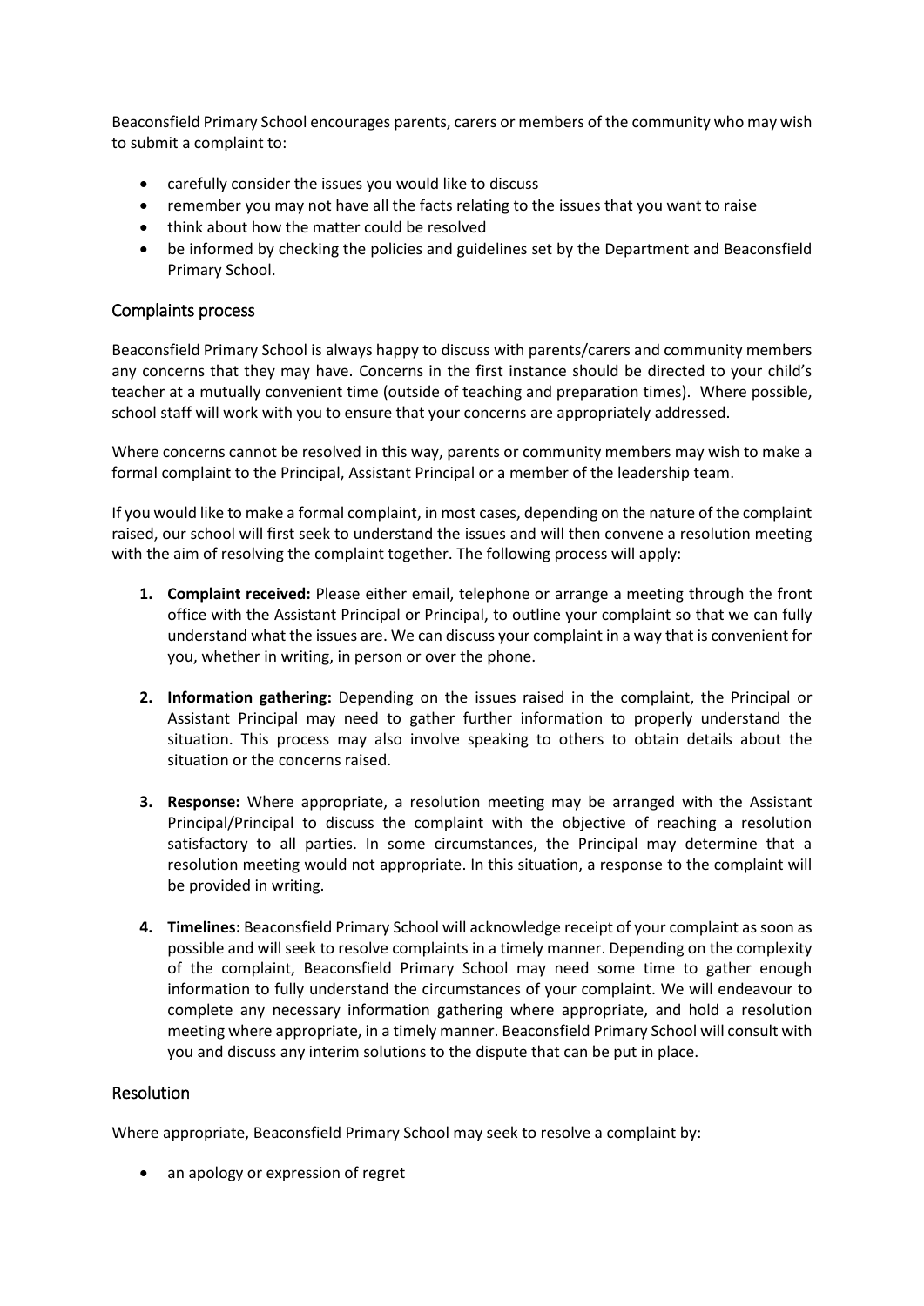Beaconsfield Primary School encourages parents, carers or members of the community who may wish to submit a complaint to:

- carefully consider the issues you would like to discuss
- remember you may not have all the facts relating to the issues that you want to raise
- think about how the matter could be resolved
- be informed by checking the policies and guidelines set by the Department and Beaconsfield Primary School.

## Complaints process

Beaconsfield Primary School is always happy to discuss with parents/carers and community members any concerns that they may have. Concerns in the first instance should be directed to your child's teacher at a mutually convenient time (outside of teaching and preparation times). Where possible, school staff will work with you to ensure that your concerns are appropriately addressed.

Where concerns cannot be resolved in this way, parents or community members may wish to make a formal complaint to the Principal, Assistant Principal or a member of the leadership team.

If you would like to make a formal complaint, in most cases, depending on the nature of the complaint raised, our school will first seek to understand the issues and will then convene a resolution meeting with the aim of resolving the complaint together. The following process will apply:

1. **Complaint received:** Please either email, telephone or arrange a meeting through the front office with the Assistant Principal or Principal, to outline your complaint so that we can fully understand what the issues are. We can discuss your complaint in a way that is convenient for you, whether in writing, in person or over the phone.

2. **Information gathering:** Depending on the issues raised in the complaint, the Principal or Assistant Principal may need to gather further information to properly understand the situation. This process may also involve speaking to others to obtain details about the situation or the concerns raised.

3. **Response:** Where appropriate, a resolution meeting may be arranged with the Assistant Principal/Principal to discuss the complaint with the objective of reaching a resolution satisfactory to all parties. In some circumstances, the Principal may determine that a resolution meeting would not appropriate. In this situation, a response to the complaint will be provided in writing.

4. **Timelines:** Beaconsfield Primary School will acknowledge receipt of your complaint as soon as possible and will seek to resolve complaints in a timely manner. Depending on the complexity of the complaint, Beaconsfield Primary School may need some time to gather enough information to fully understand the circumstances of your complaint. We will endeavour to complete any necessary information gathering where appropriate, and hold a resolution meeting where appropriate, in a timely manner. Beaconsfield Primary School will consult with you and discuss any interim solutions to the dispute that can be put in place.

## Resolution

Where appropriate, Beaconsfield Primary School may seek to resolve a complaint by:

- an apology or expression of regret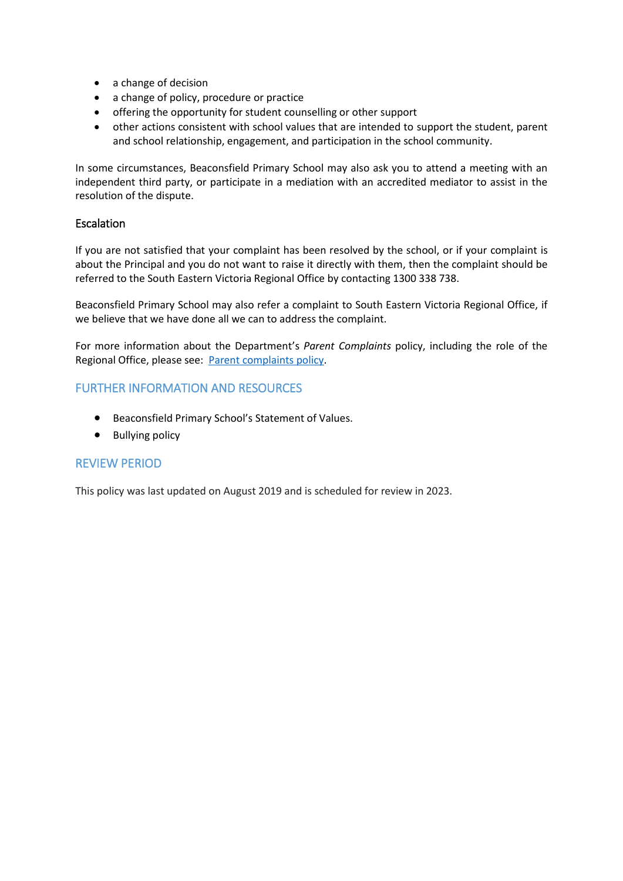- a change of decision
- a change of policy, procedure or practice
- offering the opportunity for student counselling or other support
- other actions consistent with school values that are intended to support the student, parent and school relationship, engagement, and participation in the school community.

In some circumstances, Beaconsfield Primary School may also ask you to attend a meeting with an independent third party, or participate in a mediation with an accredited mediator to assist in the resolution of the dispute.

### Escalation

If you are not satisfied that your complaint has been resolved by the school, or if your complaint is about the Principal and you do not want to raise it directly with them, then the complaint should be referred to the South Eastern Victoria Regional Office by contacting 1300 338 738.

Beaconsfield Primary School may also refer a complaint to South Eastern Victoria Regional Office, if we believe that we have done all we can to address the complaint.

For more information about the Department's *Parent Complaints* policy, including the role of the Regional Office, please see: Parent complaints policy.

## FURTHER INFORMATION AND RESOURCES

- Beaconsfield Primary School's Statement of Values.
- Bullying policy

## REVIEW PERIOD

This policy was last updated on August 2019 and is scheduled for review in 2023.